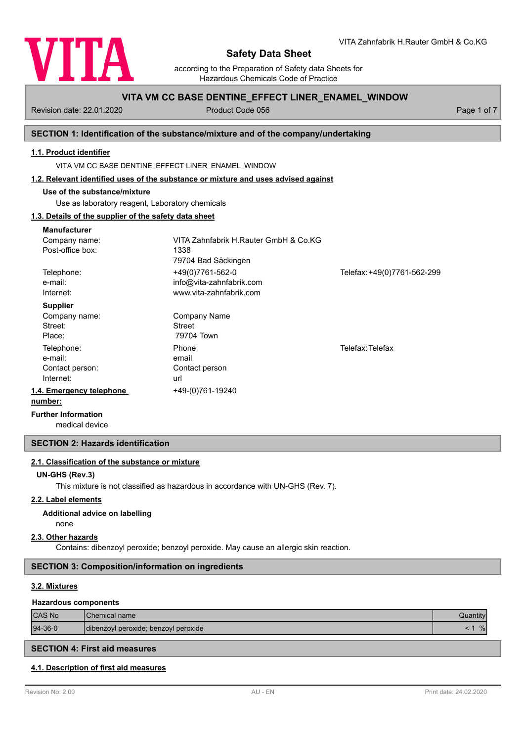VITA

VITA Zahnfabrik H.Rauter GmbH & Co.KG

# Safety Data Sheet

according to the Preparation of Safety data Sheets for Hazardous Chemicals Code of Practice

**VITA VM CC BASE DENTINE_EFFECT LINER_ENAMEL_WINDOW**

Revision date: 22.01.2020 | Product Code 056

## SECTION 1: Identification of the substance/mixture and of the company/undertaking

### 1.1. Product identifier

VITA VM CC BASE DENTINE_EFFECT LINER_ENAMEL_WINDOW

### 1.2. Relevant identified uses of the substance or mixture and uses advised against

**Use of the substance/mixture**

Use as laboratory reagent, Laboratory chemicals

### 1.3. Details of the supplier of the safety data sheet

**Manufacturer**

Company name: VITA Zahnfabrik H.Rauter GmbH & Co.KG
Post-office box: 1338
79704 Bad Säckingen
Telephone: +49(0)7761-562-0 Telefax: +49(0)7761-562-299
e-mail: info@vita-zahnfabrik.com
Internet: www.vita-zahnfabrik.com

**Supplier**

Company name: Company Name
Street: Street
Place: 79704 Town
Telephone: Phone Telefax: Telefax
e-mail: email
Contact person: Contact person
Internet: url

### 1.4. Emergency telephone number:

+49-(0)761-19240

**Further Information**

medical device

## SECTION 2: Hazards identification

### 2.1. Classification of the substance or mixture

**UN-GHS (Rev.3)**

This mixture is not classified as hazardous in accordance with UN-GHS (Rev. 7).

### 2.2. Label elements

**Additional advice on labelling**

none

### 2.3. Other hazards

Contains: dibenzoyl peroxide; benzoyl peroxide. May cause an allergic skin reaction.

## SECTION 3: Composition/information on ingredients

### 3.2. Mixtures

**Hazardous components**

| CAS No | Chemical name | Quantity |
|---|---|---|
| 94-36-0 | dibenzoyl peroxide; benzoyl peroxide | < 1 % |

## SECTION 4: First aid measures

### 4.1. Description of first aid measures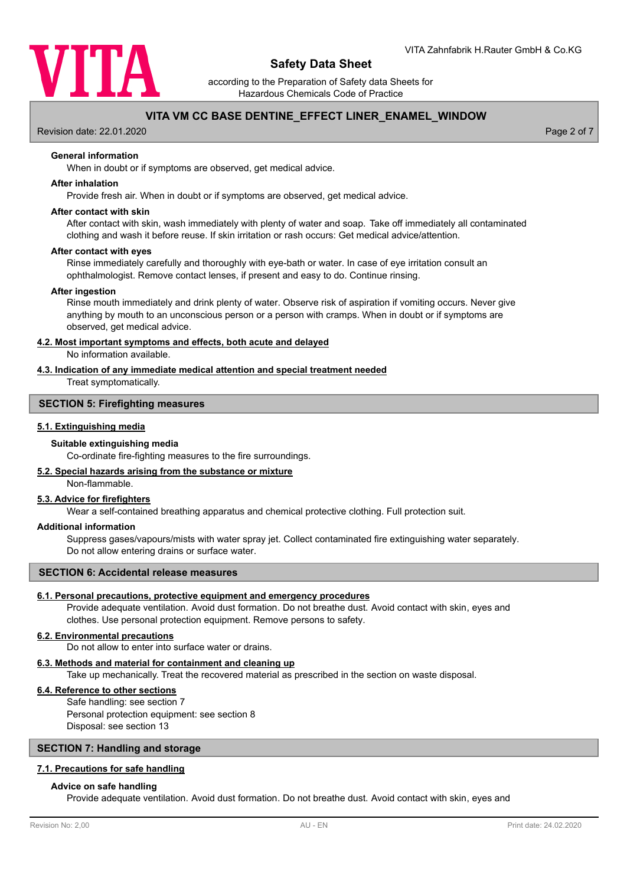#### General information

When in doubt or if symptoms are observed, get medical advice.

#### After inhalation

Provide fresh air. When in doubt or if symptoms are observed, get medical advice.

#### After contact with skin

After contact with skin, wash immediately with plenty of water and soap. Take off immediately all contaminated clothing and wash it before reuse. If skin irritation or rash occurs: Get medical advice/attention.

#### After contact with eyes

Rinse immediately carefully and thoroughly with eye-bath or water. In case of eye irritation consult an ophthalmologist. Remove contact lenses, if present and easy to do. Continue rinsing.

#### After ingestion

Rinse mouth immediately and drink plenty of water. Observe risk of aspiration if vomiting occurs. Never give anything by mouth to an unconscious person or a person with cramps. When in doubt or if symptoms are observed, get medical advice.

### 4.2. Most important symptoms and effects, both acute and delayed

No information available.

### 4.3. Indication of any immediate medical attention and special treatment needed

Treat symptomatically.

## SECTION 5: Firefighting measures

### 5.1. Extinguishing media

#### Suitable extinguishing media

Co-ordinate fire-fighting measures to the fire surroundings.

### 5.2. Special hazards arising from the substance or mixture

Non-flammable.

### 5.3. Advice for firefighters

Wear a self-contained breathing apparatus and chemical protective clothing. Full protection suit.

#### Additional information

Suppress gases/vapours/mists with water spray jet. Collect contaminated fire extinguishing water separately. Do not allow entering drains or surface water.

## SECTION 6: Accidental release measures

### 6.1. Personal precautions, protective equipment and emergency procedures

Provide adequate ventilation. Avoid dust formation. Do not breathe dust. Avoid contact with skin, eyes and clothes. Use personal protection equipment. Remove persons to safety.

### 6.2. Environmental precautions

Do not allow to enter into surface water or drains.

### 6.3. Methods and material for containment and cleaning up

Take up mechanically. Treat the recovered material as prescribed in the section on waste disposal.

### 6.4. Reference to other sections

Safe handling: see section 7
Personal protection equipment: see section 8
Disposal: see section 13

## SECTION 7: Handling and storage

### 7.1. Precautions for safe handling

#### Advice on safe handling

Provide adequate ventilation. Avoid dust formation. Do not breathe dust. Avoid contact with skin, eyes and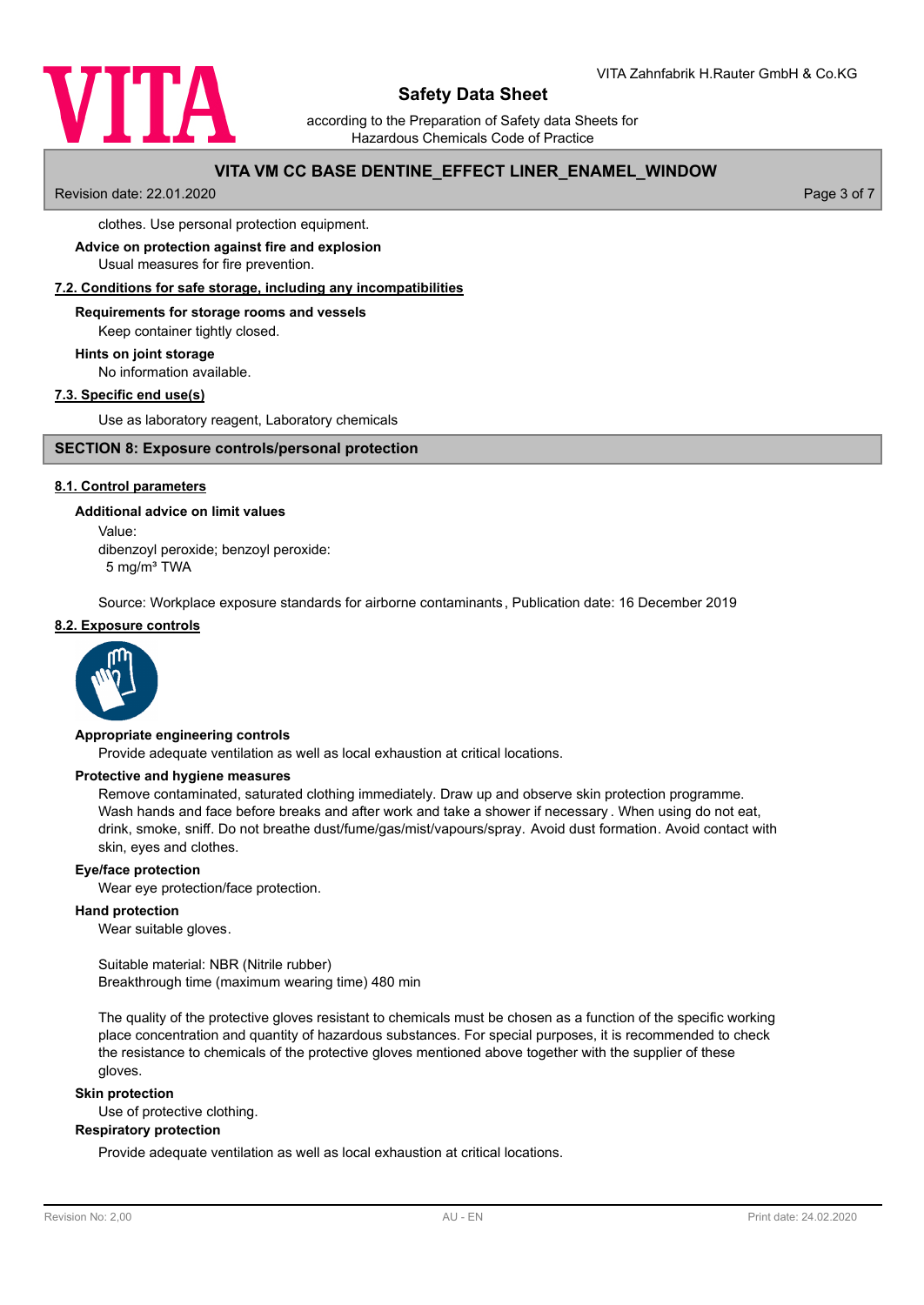clothes. Use personal protection equipment.

**Advice on protection against fire and explosion**

Usual measures for fire prevention.

### 7.2. Conditions for safe storage, including any incompatibilities

**Requirements for storage rooms and vessels**

Keep container tightly closed.

**Hints on joint storage**

No information available.

### 7.3. Specific end use(s)

Use as laboratory reagent, Laboratory chemicals

## SECTION 8: Exposure controls/personal protection

### 8.1. Control parameters

**Additional advice on limit values**

Value:
dibenzoyl peroxide; benzoyl peroxide:
5 mg/m³ TWA

Source: Workplace exposure standards for airborne contaminants , Publication date: 16 December 2019

### 8.2. Exposure controls

**Appropriate engineering controls**

Provide adequate ventilation as well as local exhaustion at critical locations.

**Protective and hygiene measures**

Remove contaminated, saturated clothing immediately. Draw up and observe skin protection programme. Wash hands and face before breaks and after work and take a shower if necessary . When using do not eat, drink, smoke, sniff. Do not breathe dust/fume/gas/mist/vapours/spray. Avoid dust formation. Avoid contact with skin, eyes and clothes.

**Eye/face protection**

Wear eye protection/face protection.

**Hand protection**

Wear suitable gloves.

Suitable material: NBR (Nitrile rubber)
Breakthrough time (maximum wearing time) 480 min

The quality of the protective gloves resistant to chemicals must be chosen as a function of the specific working place concentration and quantity of hazardous substances. For special purposes, it is recommended to check the resistance to chemicals of the protective gloves mentioned above together with the supplier of these gloves.

**Skin protection**

Use of protective clothing.

**Respiratory protection**

Provide adequate ventilation as well as local exhaustion at critical locations.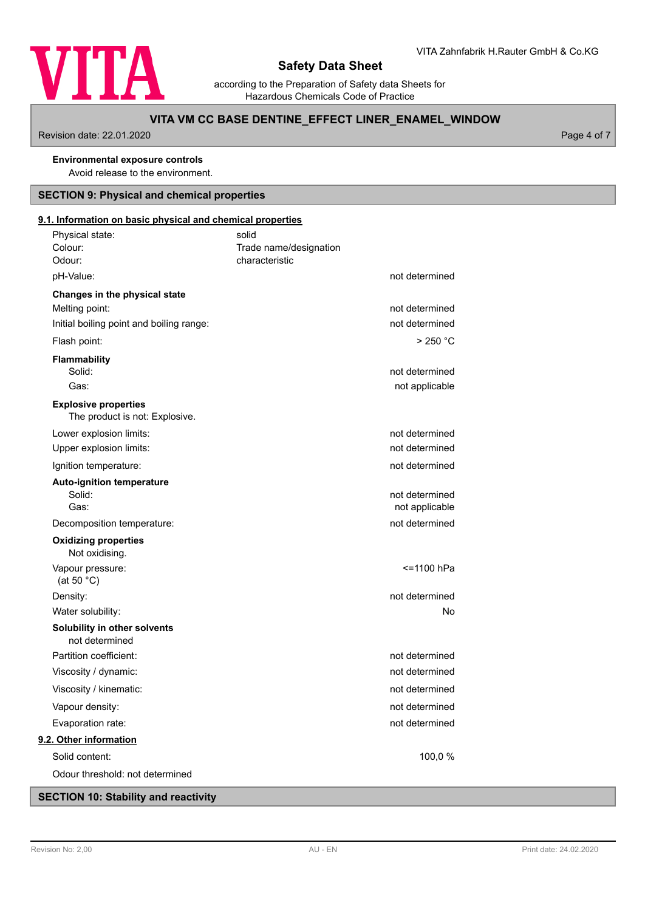**Environmental exposure controls**

Avoid release to the environment.

## SECTION 9: Physical and chemical properties

### 9.1. Information on basic physical and chemical properties

| | | |
|---|---|---|
| Physical state: | solid | |
| Colour: | Trade name/designation | |
| Odour: | characteristic | |
| pH-Value: | | not determined |

**Changes in the physical state**

| | |
|---|---|
| Melting point: | not determined |
| Initial boiling point and boiling range: | not determined |
| Flash point: | > 250 °C |

**Flammability**

| | |
|---|---|
| Solid: | not determined |
| Gas: | not applicable |

**Explosive properties**

The product is not: Explosive.

| | |
|---|---|
| Lower explosion limits: | not determined |
| Upper explosion limits: | not determined |
| Ignition temperature: | not determined |

**Auto-ignition temperature**

| | |
|---|---|
| Solid: | not determined |
| Gas: | not applicable |
| Decomposition temperature: | not determined |

**Oxidizing properties**

Not oxidising.

| | |
|---|---|
| Vapour pressure: (at 50 °C) | <=1100 hPa |
| Density: | not determined |
| Water solubility: | No |

**Solubility in other solvents**

not determined

| | |
|---|---|
| Partition coefficient: | not determined |
| Viscosity / dynamic: | not determined |
| Viscosity / kinematic: | not determined |
| Vapour density: | not determined |
| Evaporation rate: | not determined |

### 9.2. Other information

| | |
|---|---|
| Solid content: | 100,0 % |

Odour threshold: not determined

## SECTION 10: Stability and reactivity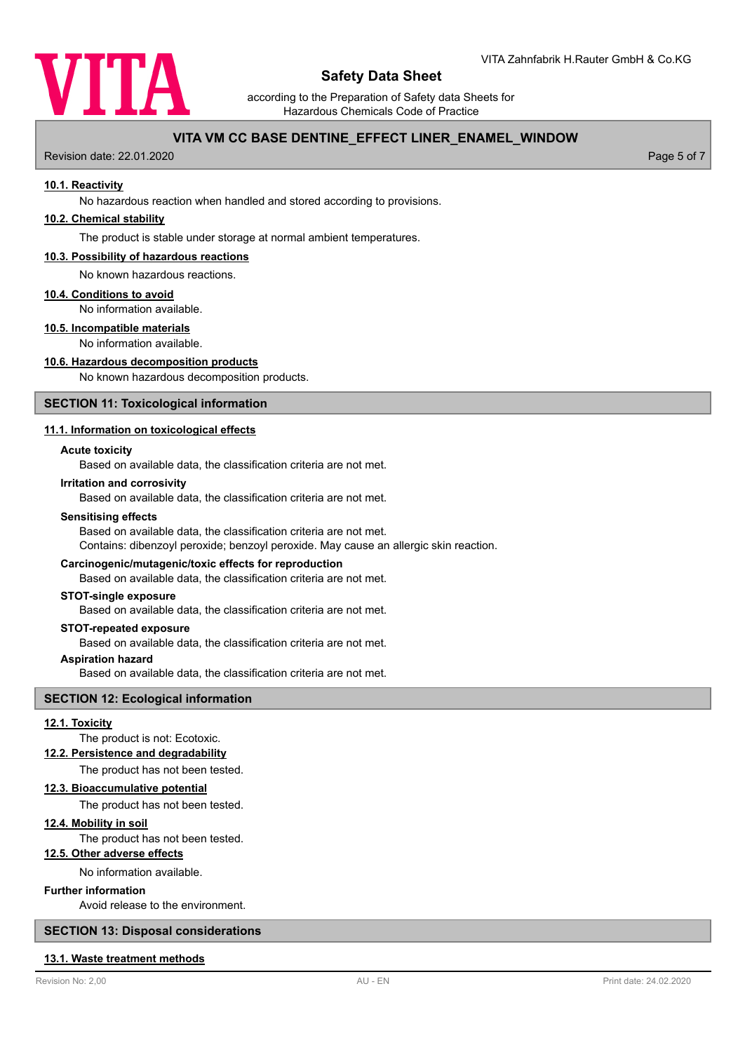#### 10.1. Reactivity

No hazardous reaction when handled and stored according to provisions.

#### 10.2. Chemical stability

The product is stable under storage at normal ambient temperatures.

#### 10.3. Possibility of hazardous reactions

No known hazardous reactions.

#### 10.4. Conditions to avoid

No information available.

#### 10.5. Incompatible materials

No information available.

#### 10.6. Hazardous decomposition products

No known hazardous decomposition products.

## SECTION 11: Toxicological information

#### 11.1. Information on toxicological effects

**Acute toxicity**

Based on available data, the classification criteria are not met.

**Irritation and corrosivity**

Based on available data, the classification criteria are not met.

**Sensitising effects**

Based on available data, the classification criteria are not met.
Contains: dibenzoyl peroxide; benzoyl peroxide. May cause an allergic skin reaction.

**Carcinogenic/mutagenic/toxic effects for reproduction**

Based on available data, the classification criteria are not met.

**STOT-single exposure**

Based on available data, the classification criteria are not met.

**STOT-repeated exposure**

Based on available data, the classification criteria are not met.

**Aspiration hazard**

Based on available data, the classification criteria are not met.

## SECTION 12: Ecological information

#### 12.1. Toxicity

The product is not: Ecotoxic.

#### 12.2. Persistence and degradability

The product has not been tested.

#### 12.3. Bioaccumulative potential

The product has not been tested.

#### 12.4. Mobility in soil

The product has not been tested.

#### 12.5. Other adverse effects

No information available.

**Further information**

Avoid release to the environment.

## SECTION 13: Disposal considerations

#### 13.1. Waste treatment methods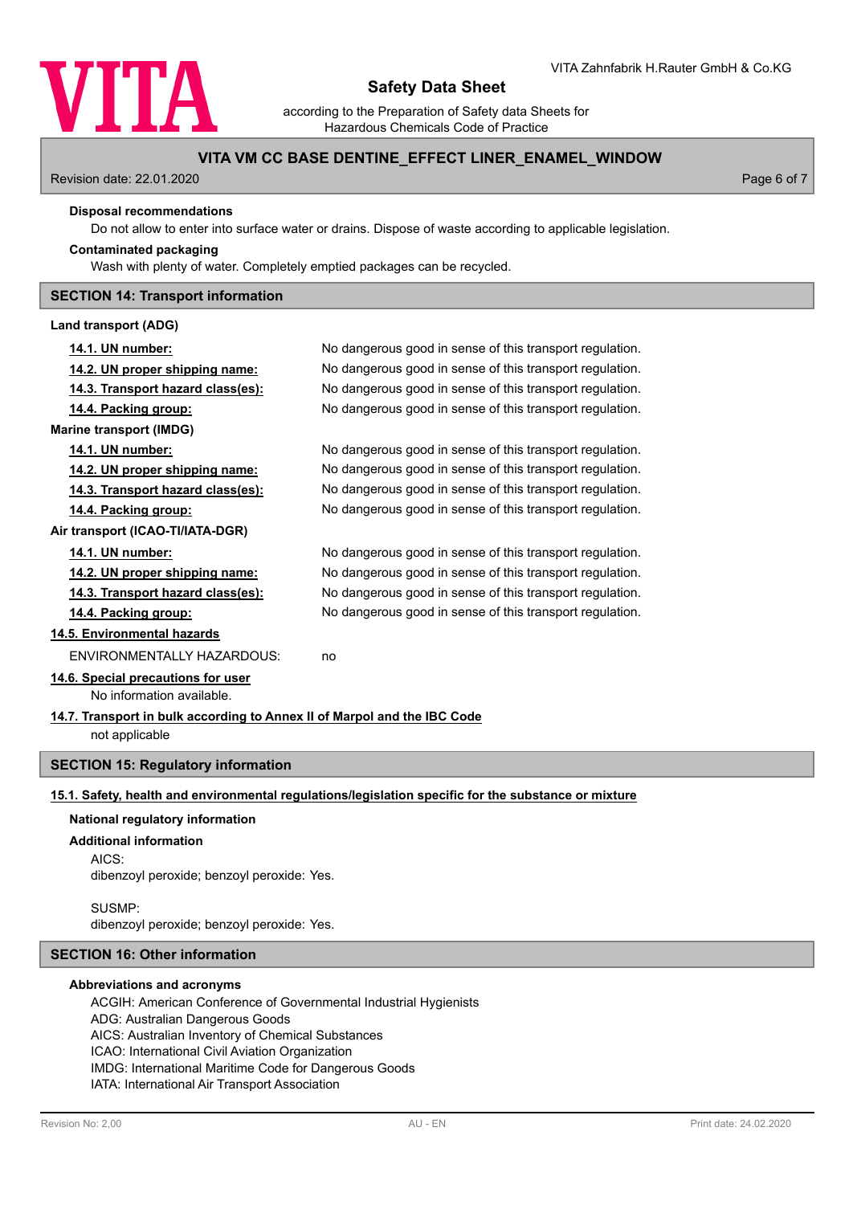**Disposal recommendations**

Do not allow to enter into surface water or drains. Dispose of waste according to applicable legislation.

**Contaminated packaging**

Wash with plenty of water. Completely emptied packages can be recycled.

## SECTION 14: Transport information

**Land transport (ADG)**

| | |
|---|---|
| **14.1. UN number:** | No dangerous good in sense of this transport regulation. |
| **14.2. UN proper shipping name:** | No dangerous good in sense of this transport regulation. |
| **14.3. Transport hazard class(es):** | No dangerous good in sense of this transport regulation. |
| **14.4. Packing group:** | No dangerous good in sense of this transport regulation. |

**Marine transport (IMDG)**

| | |
|---|---|
| **14.1. UN number:** | No dangerous good in sense of this transport regulation. |
| **14.2. UN proper shipping name:** | No dangerous good in sense of this transport regulation. |
| **14.3. Transport hazard class(es):** | No dangerous good in sense of this transport regulation. |
| **14.4. Packing group:** | No dangerous good in sense of this transport regulation. |

**Air transport (ICAO-TI/IATA-DGR)**

| | |
|---|---|
| **14.1. UN number:** | No dangerous good in sense of this transport regulation. |
| **14.2. UN proper shipping name:** | No dangerous good in sense of this transport regulation. |
| **14.3. Transport hazard class(es):** | No dangerous good in sense of this transport regulation. |
| **14.4. Packing group:** | No dangerous good in sense of this transport regulation. |

**14.5. Environmental hazards**

ENVIRONMENTALLY HAZARDOUS: no

**14.6. Special precautions for user**

No information available.

**14.7. Transport in bulk according to Annex II of Marpol and the IBC Code**

not applicable

## SECTION 15: Regulatory information

**15.1. Safety, health and environmental regulations/legislation specific for the substance or mixture**

**National regulatory information**

**Additional information**

AICS:
dibenzoyl peroxide; benzoyl peroxide: Yes.

SUSMP:
dibenzoyl peroxide; benzoyl peroxide: Yes.

## SECTION 16: Other information

**Abbreviations and acronyms**

ACGIH: American Conference of Governmental Industrial Hygienists
ADG: Australian Dangerous Goods
AICS: Australian Inventory of Chemical Substances
ICAO: International Civil Aviation Organization
IMDG: International Maritime Code for Dangerous Goods
IATA: International Air Transport Association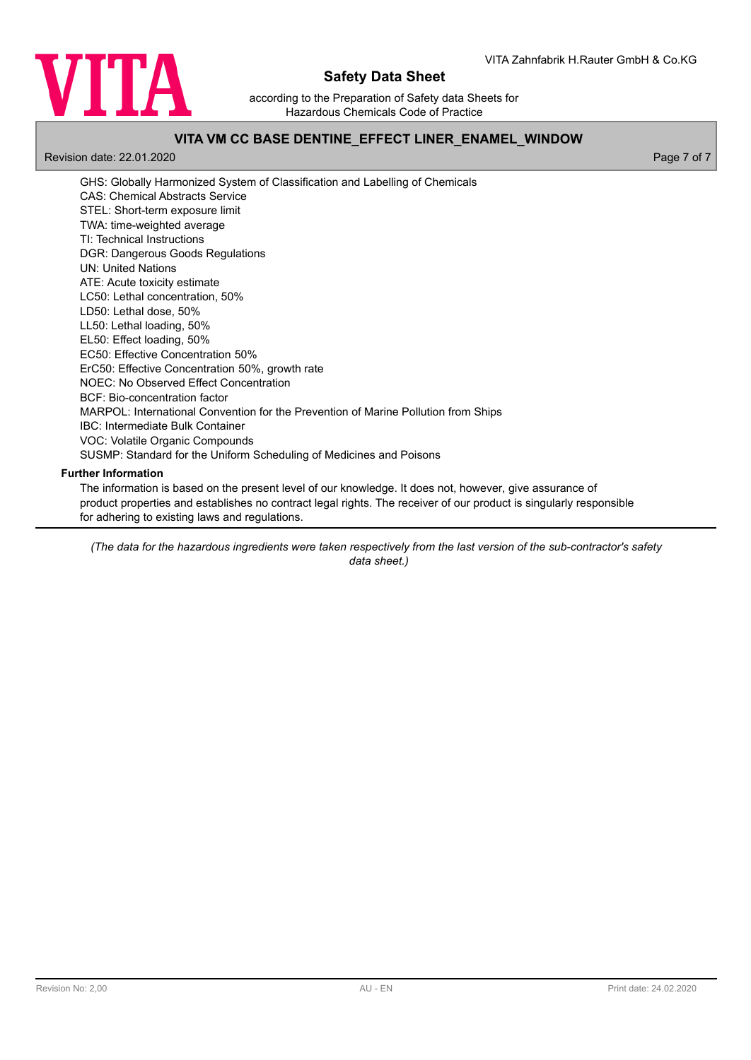GHS: Globally Harmonized System of Classification and Labelling of Chemicals
CAS: Chemical Abstracts Service
STEL: Short-term exposure limit
TWA: time-weighted average
TI: Technical Instructions
DGR: Dangerous Goods Regulations
UN: United Nations
ATE: Acute toxicity estimate
LC50: Lethal concentration, 50%
LD50: Lethal dose, 50%
LL50: Lethal loading, 50%
EL50: Effect loading, 50%
EC50: Effective Concentration 50%
ErC50: Effective Concentration 50%, growth rate
NOEC: No Observed Effect Concentration
BCF: Bio-concentration factor
MARPOL: International Convention for the Prevention of Marine Pollution from Ships
IBC: Intermediate Bulk Container
VOC: Volatile Organic Compounds
SUSMP: Standard for the Uniform Scheduling of Medicines and Poisons

**Further Information**

The information is based on the present level of our knowledge. It does not, however, give assurance of product properties and establishes no contract legal rights. The receiver of our product is singularly responsible for adhering to existing laws and regulations.

---

*(The data for the hazardous ingredients were taken respectively from the last version of the sub-contractor's safety data sheet.)*